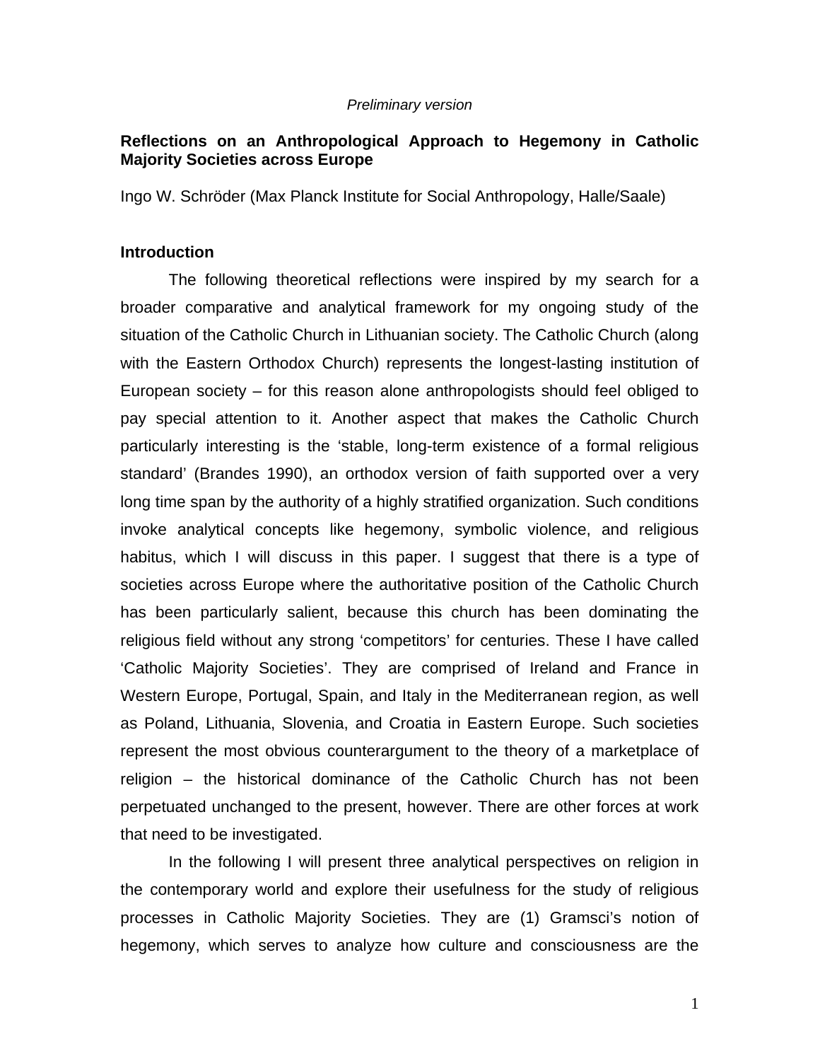*Preliminary version*

# Reflections on an Anthropological Approach to Hegemony in Catholic Majority Societies across Europe

Ingo W. Schröder (Max Planck Institute for Social Anthropology, Halle/Saale)

## Introduction

The following theoretical reflections were inspired by my search for a broader comparative and analytical framework for my ongoing study of the situation of the Catholic Church in Lithuanian society. The Catholic Church (along with the Eastern Orthodox Church) represents the longest-lasting institution of European society – for this reason alone anthropologists should feel obliged to pay special attention to it. Another aspect that makes the Catholic Church particularly interesting is the 'stable, long-term existence of a formal religious standard' (Brandes 1990), an orthodox version of faith supported over a very long time span by the authority of a highly stratified organization. Such conditions invoke analytical concepts like hegemony, symbolic violence, and religious habitus, which I will discuss in this paper. I suggest that there is a type of societies across Europe where the authoritative position of the Catholic Church has been particularly salient, because this church has been dominating the religious field without any strong 'competitors' for centuries. These I have called 'Catholic Majority Societies'. They are comprised of Ireland and France in Western Europe, Portugal, Spain, and Italy in the Mediterranean region, as well as Poland, Lithuania, Slovenia, and Croatia in Eastern Europe. Such societies represent the most obvious counterargument to the theory of a marketplace of religion – the historical dominance of the Catholic Church has not been perpetuated unchanged to the present, however. There are other forces at work that need to be investigated.

In the following I will present three analytical perspectives on religion in the contemporary world and explore their usefulness for the study of religious processes in Catholic Majority Societies. They are (1) Gramsci's notion of hegemony, which serves to analyze how culture and consciousness are the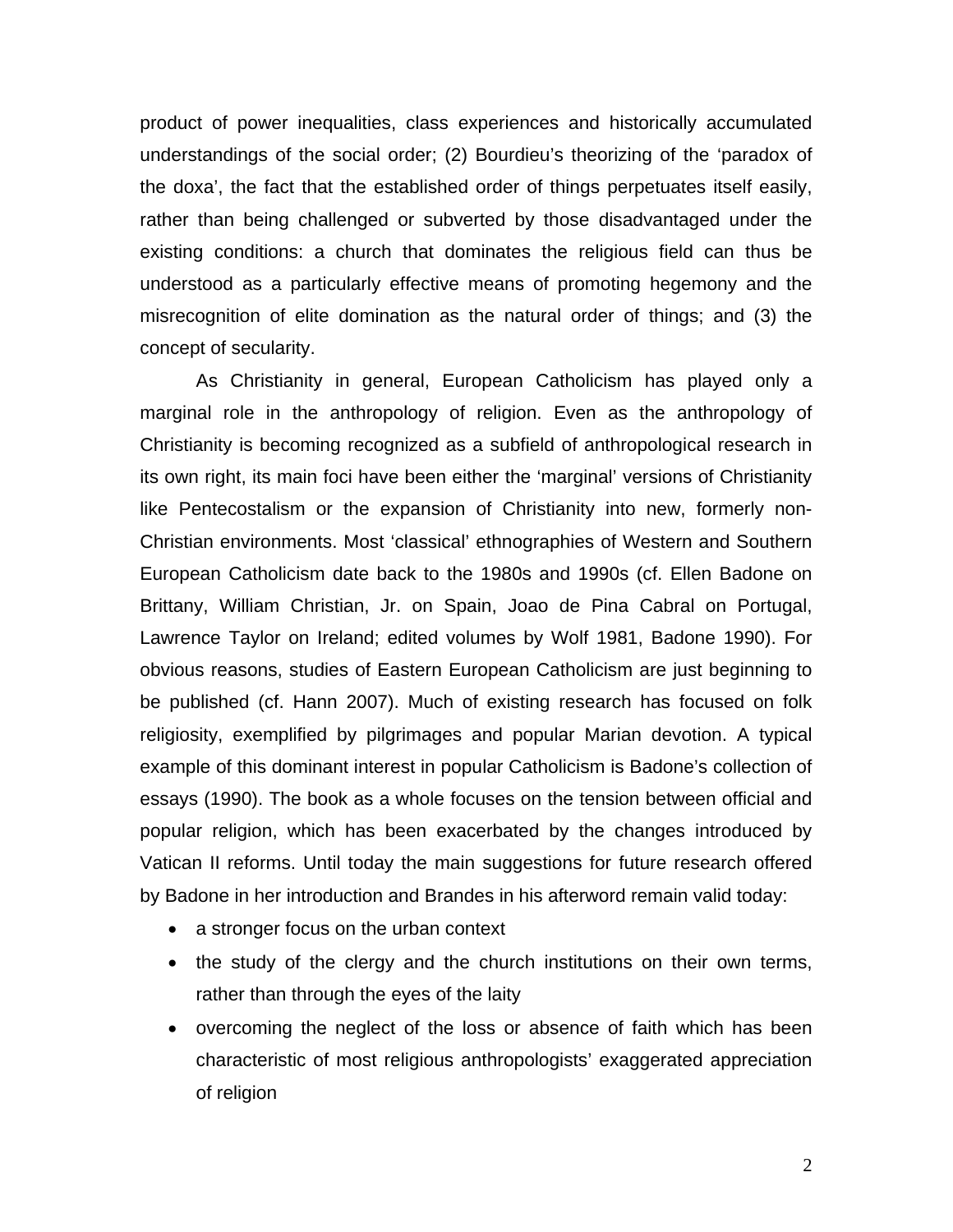product of power inequalities, class experiences and historically accumulated understandings of the social order; (2) Bourdieu's theorizing of the 'paradox of the doxa', the fact that the established order of things perpetuates itself easily, rather than being challenged or subverted by those disadvantaged under the existing conditions: a church that dominates the religious field can thus be understood as a particularly effective means of promoting hegemony and the misrecognition of elite domination as the natural order of things; and (3) the concept of secularity.

As Christianity in general, European Catholicism has played only a marginal role in the anthropology of religion. Even as the anthropology of Christianity is becoming recognized as a subfield of anthropological research in its own right, its main foci have been either the 'marginal' versions of Christianity like Pentecostalism or the expansion of Christianity into new, formerly non-Christian environments. Most 'classical' ethnographies of Western and Southern European Catholicism date back to the 1980s and 1990s (cf. Ellen Badone on Brittany, William Christian, Jr. on Spain, Joao de Pina Cabral on Portugal, Lawrence Taylor on Ireland; edited volumes by Wolf 1981, Badone 1990). For obvious reasons, studies of Eastern European Catholicism are just beginning to be published (cf. Hann 2007). Much of existing research has focused on folk religiosity, exemplified by pilgrimages and popular Marian devotion. A typical example of this dominant interest in popular Catholicism is Badone's collection of essays (1990). The book as a whole focuses on the tension between official and popular religion, which has been exacerbated by the changes introduced by Vatican II reforms. Until today the main suggestions for future research offered by Badone in her introduction and Brandes in his afterword remain valid today:

- a stronger focus on the urban context
- the study of the clergy and the church institutions on their own terms, rather than through the eyes of the laity
- overcoming the neglect of the loss or absence of faith which has been characteristic of most religious anthropologists' exaggerated appreciation of religion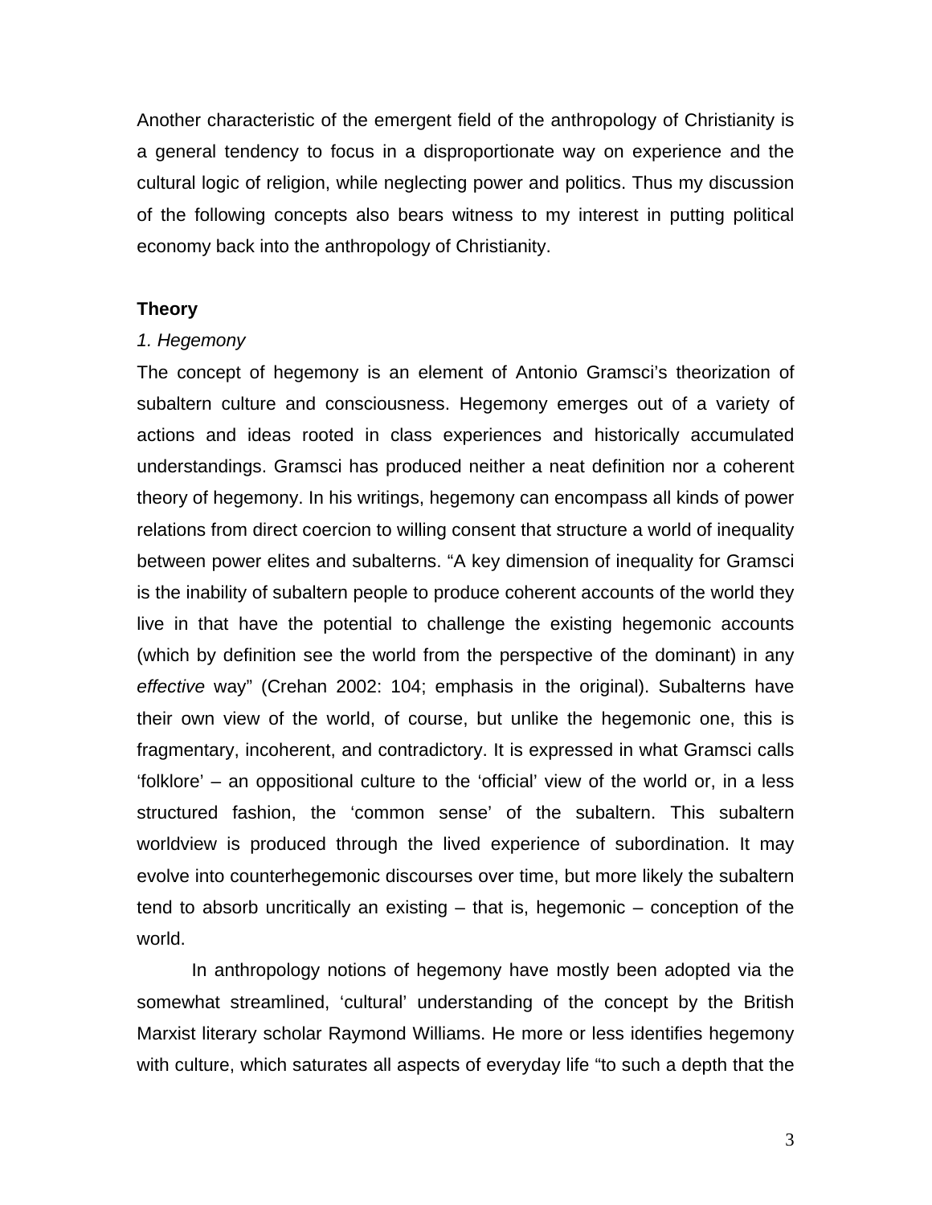Another characteristic of the emergent field of the anthropology of Christianity is a general tendency to focus in a disproportionate way on experience and the cultural logic of religion, while neglecting power and politics. Thus my discussion of the following concepts also bears witness to my interest in putting political economy back into the anthropology of Christianity.

## Theory

### *1. Hegemony*

The concept of hegemony is an element of Antonio Gramsci's theorization of subaltern culture and consciousness. Hegemony emerges out of a variety of actions and ideas rooted in class experiences and historically accumulated understandings. Gramsci has produced neither a neat definition nor a coherent theory of hegemony. In his writings, hegemony can encompass all kinds of power relations from direct coercion to willing consent that structure a world of inequality between power elites and subalterns. "A key dimension of inequality for Gramsci is the inability of subaltern people to produce coherent accounts of the world they live in that have the potential to challenge the existing hegemonic accounts (which by definition see the world from the perspective of the dominant) in any *effective* way" (Crehan 2002: 104; emphasis in the original). Subalterns have their own view of the world, of course, but unlike the hegemonic one, this is fragmentary, incoherent, and contradictory. It is expressed in what Gramsci calls 'folklore' – an oppositional culture to the 'official' view of the world or, in a less structured fashion, the 'common sense' of the subaltern. This subaltern worldview is produced through the lived experience of subordination. It may evolve into counterhegemonic discourses over time, but more likely the subaltern tend to absorb uncritically an existing – that is, hegemonic – conception of the world.

In anthropology notions of hegemony have mostly been adopted via the somewhat streamlined, 'cultural' understanding of the concept by the British Marxist literary scholar Raymond Williams. He more or less identifies hegemony with culture, which saturates all aspects of everyday life "to such a depth that the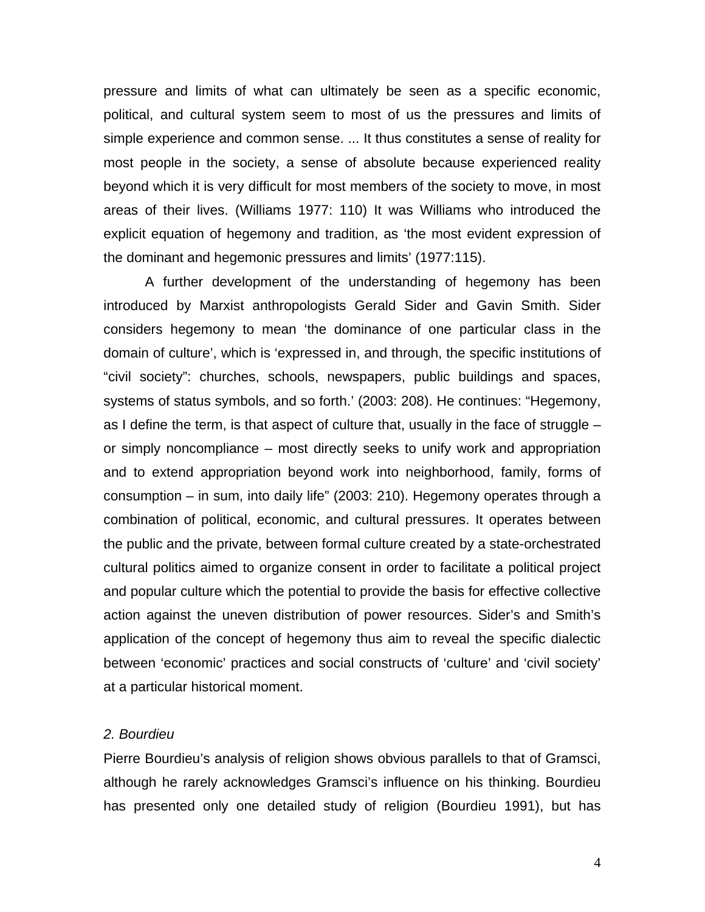pressure and limits of what can ultimately be seen as a specific economic, political, and cultural system seem to most of us the pressures and limits of simple experience and common sense. ... It thus constitutes a sense of reality for most people in the society, a sense of absolute because experienced reality beyond which it is very difficult for most members of the society to move, in most areas of their lives. (Williams 1977: 110) It was Williams who introduced the explicit equation of hegemony and tradition, as 'the most evident expression of the dominant and hegemonic pressures and limits' (1977:115).

A further development of the understanding of hegemony has been introduced by Marxist anthropologists Gerald Sider and Gavin Smith. Sider considers hegemony to mean 'the dominance of one particular class in the domain of culture', which is 'expressed in, and through, the specific institutions of "civil society": churches, schools, newspapers, public buildings and spaces, systems of status symbols, and so forth.' (2003: 208). He continues: "Hegemony, as I define the term, is that aspect of culture that, usually in the face of struggle – or simply noncompliance – most directly seeks to unify work and appropriation and to extend appropriation beyond work into neighborhood, family, forms of consumption – in sum, into daily life" (2003: 210). Hegemony operates through a combination of political, economic, and cultural pressures. It operates between the public and the private, between formal culture created by a state-orchestrated cultural politics aimed to organize consent in order to facilitate a political project and popular culture which the potential to provide the basis for effective collective action against the uneven distribution of power resources. Sider's and Smith's application of the concept of hegemony thus aim to reveal the specific dialectic between 'economic' practices and social constructs of 'culture' and 'civil society' at a particular historical moment.

### *2. Bourdieu*

Pierre Bourdieu's analysis of religion shows obvious parallels to that of Gramsci, although he rarely acknowledges Gramsci's influence on his thinking. Bourdieu has presented only one detailed study of religion (Bourdieu 1991), but has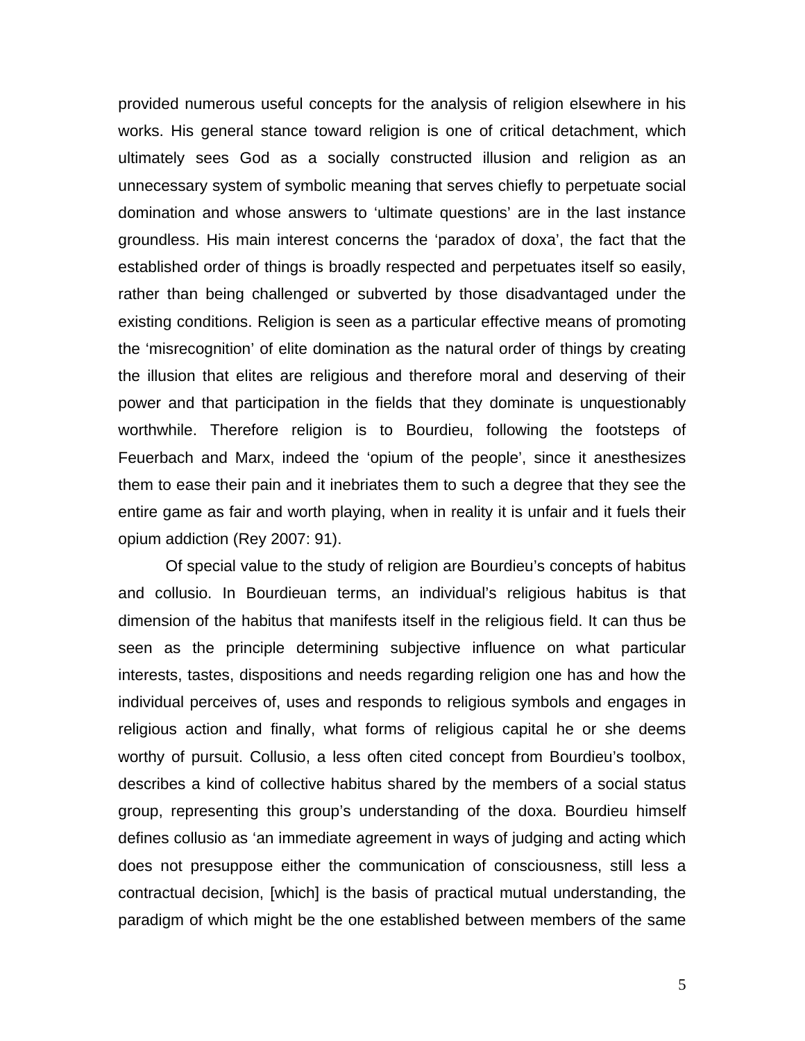provided numerous useful concepts for the analysis of religion elsewhere in his works. His general stance toward religion is one of critical detachment, which ultimately sees God as a socially constructed illusion and religion as an unnecessary system of symbolic meaning that serves chiefly to perpetuate social domination and whose answers to 'ultimate questions' are in the last instance groundless. His main interest concerns the 'paradox of doxa', the fact that the established order of things is broadly respected and perpetuates itself so easily, rather than being challenged or subverted by those disadvantaged under the existing conditions. Religion is seen as a particular effective means of promoting the 'misrecognition' of elite domination as the natural order of things by creating the illusion that elites are religious and therefore moral and deserving of their power and that participation in the fields that they dominate is unquestionably worthwhile. Therefore religion is to Bourdieu, following the footsteps of Feuerbach and Marx, indeed the 'opium of the people', since it anesthesizes them to ease their pain and it inebriates them to such a degree that they see the entire game as fair and worth playing, when in reality it is unfair and it fuels their opium addiction (Rey 2007: 91).

Of special value to the study of religion are Bourdieu's concepts of habitus and collusio. In Bourdieuan terms, an individual's religious habitus is that dimension of the habitus that manifests itself in the religious field. It can thus be seen as the principle determining subjective influence on what particular interests, tastes, dispositions and needs regarding religion one has and how the individual perceives of, uses and responds to religious symbols and engages in religious action and finally, what forms of religious capital he or she deems worthy of pursuit. Collusio, a less often cited concept from Bourdieu's toolbox, describes a kind of collective habitus shared by the members of a social status group, representing this group's understanding of the doxa. Bourdieu himself defines collusio as 'an immediate agreement in ways of judging and acting which does not presuppose either the communication of consciousness, still less a contractual decision, [which] is the basis of practical mutual understanding, the paradigm of which might be the one established between members of the same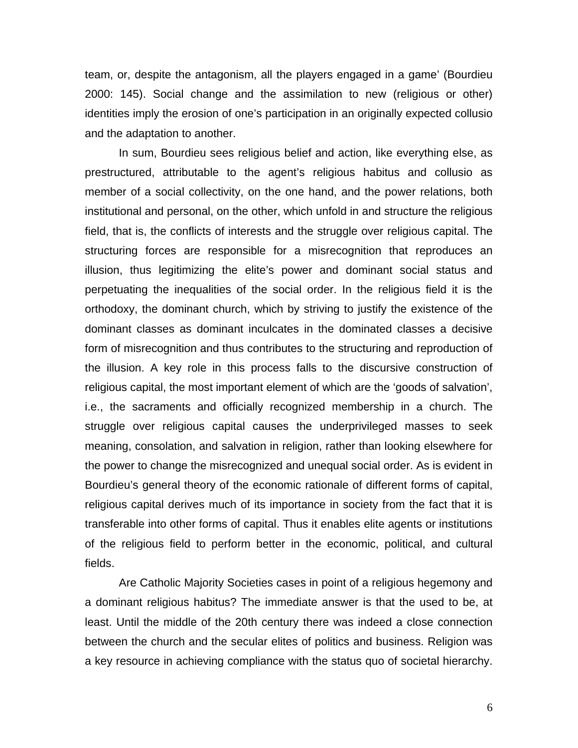team, or, despite the antagonism, all the players engaged in a game' (Bourdieu 2000: 145). Social change and the assimilation to new (religious or other) identities imply the erosion of one's participation in an originally expected collusio and the adaptation to another.

In sum, Bourdieu sees religious belief and action, like everything else, as prestructured, attributable to the agent's religious habitus and collusio as member of a social collectivity, on the one hand, and the power relations, both institutional and personal, on the other, which unfold in and structure the religious field, that is, the conflicts of interests and the struggle over religious capital. The structuring forces are responsible for a misrecognition that reproduces an illusion, thus legitimizing the elite's power and dominant social status and perpetuating the inequalities of the social order. In the religious field it is the orthodoxy, the dominant church, which by striving to justify the existence of the dominant classes as dominant inculcates in the dominated classes a decisive form of misrecognition and thus contributes to the structuring and reproduction of the illusion. A key role in this process falls to the discursive construction of religious capital, the most important element of which are the 'goods of salvation', i.e., the sacraments and officially recognized membership in a church. The struggle over religious capital causes the underprivileged masses to seek meaning, consolation, and salvation in religion, rather than looking elsewhere for the power to change the misrecognized and unequal social order. As is evident in Bourdieu's general theory of the economic rationale of different forms of capital, religious capital derives much of its importance in society from the fact that it is transferable into other forms of capital. Thus it enables elite agents or institutions of the religious field to perform better in the economic, political, and cultural fields.

Are Catholic Majority Societies cases in point of a religious hegemony and a dominant religious habitus? The immediate answer is that the used to be, at least. Until the middle of the 20th century there was indeed a close connection between the church and the secular elites of politics and business. Religion was a key resource in achieving compliance with the status quo of societal hierarchy.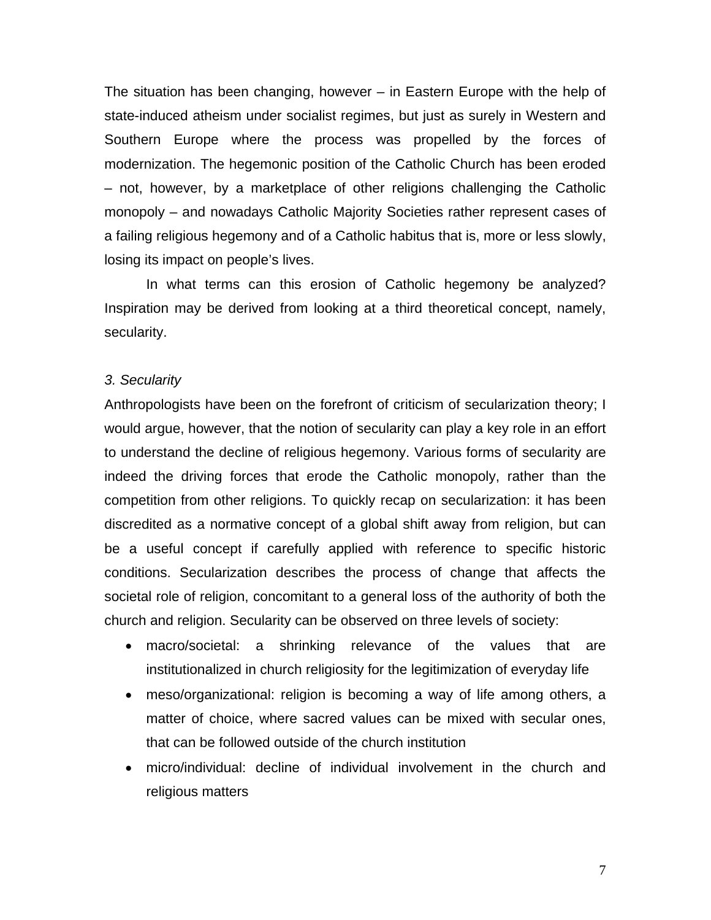The situation has been changing, however – in Eastern Europe with the help of state-induced atheism under socialist regimes, but just as surely in Western and Southern Europe where the process was propelled by the forces of modernization. The hegemonic position of the Catholic Church has been eroded – not, however, by a marketplace of other religions challenging the Catholic monopoly – and nowadays Catholic Majority Societies rather represent cases of a failing religious hegemony and of a Catholic habitus that is, more or less slowly, losing its impact on people's lives.

In what terms can this erosion of Catholic hegemony be analyzed? Inspiration may be derived from looking at a third theoretical concept, namely, secularity.

*3. Secularity*

Anthropologists have been on the forefront of criticism of secularization theory; I would argue, however, that the notion of secularity can play a key role in an effort to understand the decline of religious hegemony. Various forms of secularity are indeed the driving forces that erode the Catholic monopoly, rather than the competition from other religions. To quickly recap on secularization: it has been discredited as a normative concept of a global shift away from religion, but can be a useful concept if carefully applied with reference to specific historic conditions. Secularization describes the process of change that affects the societal role of religion, concomitant to a general loss of the authority of both the church and religion. Secularity can be observed on three levels of society:

- macro/societal: a shrinking relevance of the values that are institutionalized in church religiosity for the legitimization of everyday life
- meso/organizational: religion is becoming a way of life among others, a matter of choice, where sacred values can be mixed with secular ones, that can be followed outside of the church institution
- micro/individual: decline of individual involvement in the church and religious matters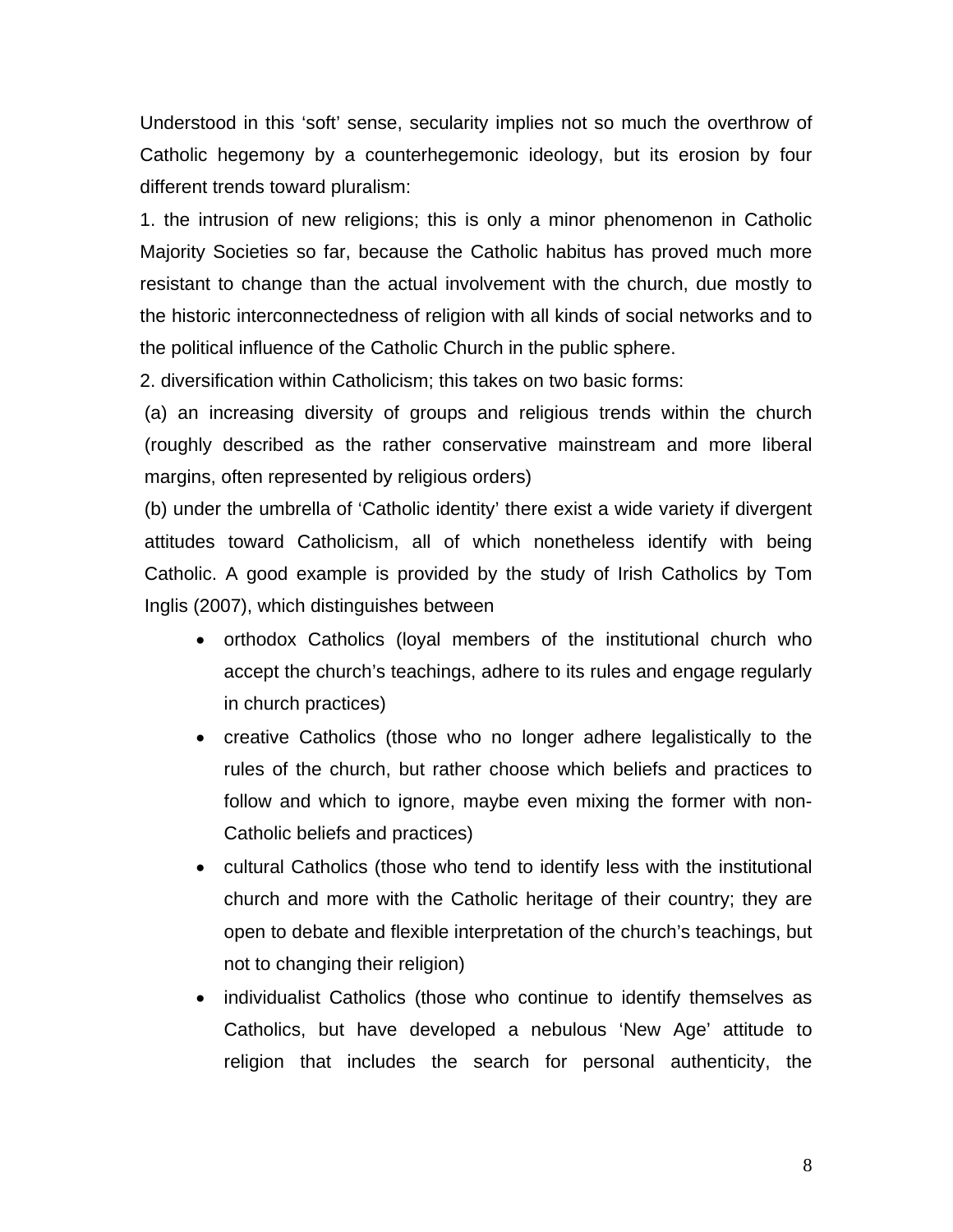Understood in this 'soft' sense, secularity implies not so much the overthrow of Catholic hegemony by a counterhegemonic ideology, but its erosion by four different trends toward pluralism:

1. the intrusion of new religions; this is only a minor phenomenon in Catholic Majority Societies so far, because the Catholic habitus has proved much more resistant to change than the actual involvement with the church, due mostly to the historic interconnectedness of religion with all kinds of social networks and to the political influence of the Catholic Church in the public sphere.

2. diversification within Catholicism; this takes on two basic forms:

(a) an increasing diversity of groups and religious trends within the church (roughly described as the rather conservative mainstream and more liberal margins, often represented by religious orders)

(b) under the umbrella of 'Catholic identity' there exist a wide variety if divergent attitudes toward Catholicism, all of which nonetheless identify with being Catholic. A good example is provided by the study of Irish Catholics by Tom Inglis (2007), which distinguishes between

- orthodox Catholics (loyal members of the institutional church who accept the church's teachings, adhere to its rules and engage regularly in church practices)
- creative Catholics (those who no longer adhere legalistically to the rules of the church, but rather choose which beliefs and practices to follow and which to ignore, maybe even mixing the former with non-Catholic beliefs and practices)
- cultural Catholics (those who tend to identify less with the institutional church and more with the Catholic heritage of their country; they are open to debate and flexible interpretation of the church's teachings, but not to changing their religion)
- individualist Catholics (those who continue to identify themselves as Catholics, but have developed a nebulous 'New Age' attitude to religion that includes the search for personal authenticity, the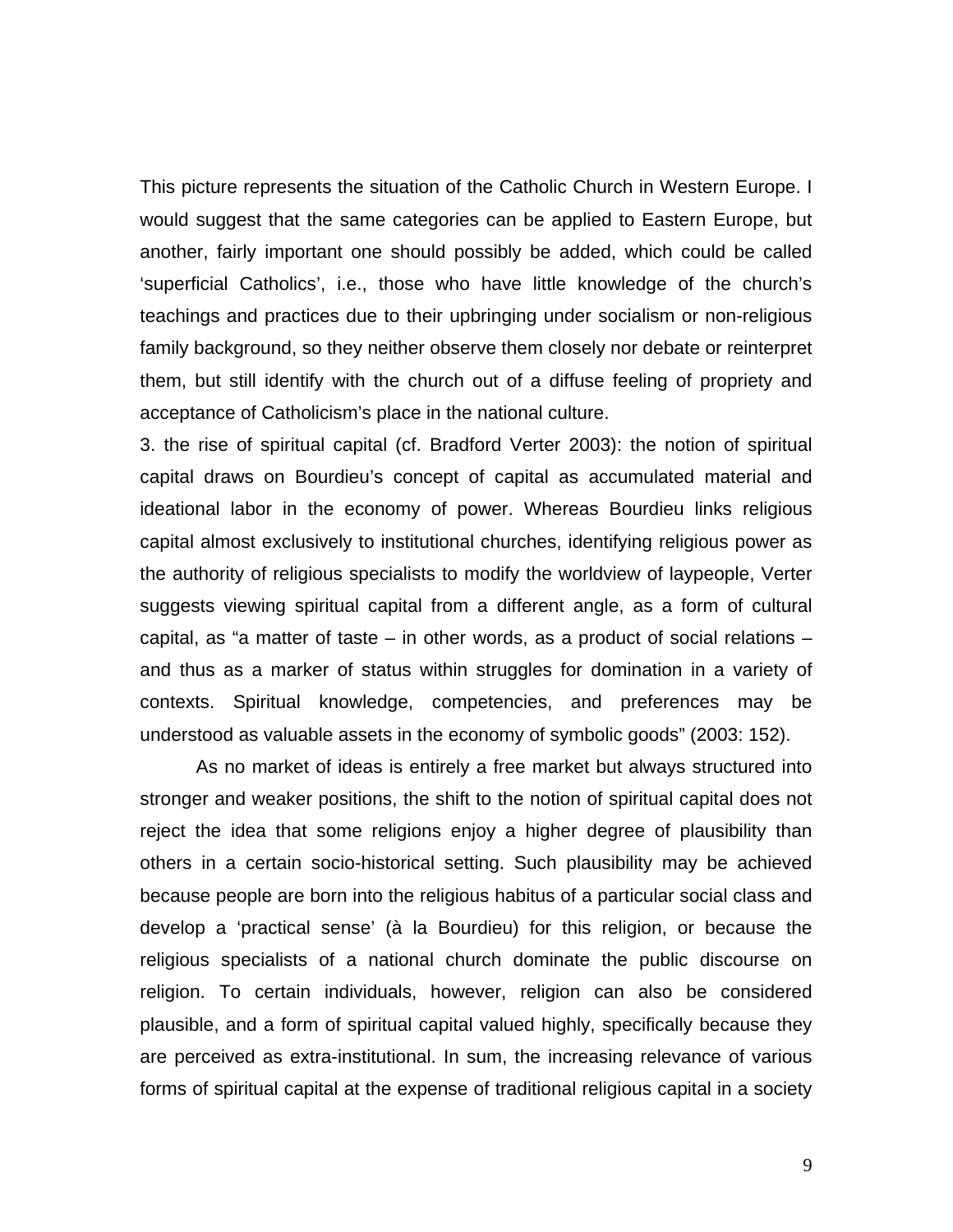This picture represents the situation of the Catholic Church in Western Europe. I would suggest that the same categories can be applied to Eastern Europe, but another, fairly important one should possibly be added, which could be called 'superficial Catholics', i.e., those who have little knowledge of the church's teachings and practices due to their upbringing under socialism or non-religious family background, so they neither observe them closely nor debate or reinterpret them, but still identify with the church out of a diffuse feeling of propriety and acceptance of Catholicism's place in the national culture.

3. the rise of spiritual capital (cf. Bradford Verter 2003): the notion of spiritual capital draws on Bourdieu's concept of capital as accumulated material and ideational labor in the economy of power. Whereas Bourdieu links religious capital almost exclusively to institutional churches, identifying religious power as the authority of religious specialists to modify the worldview of laypeople, Verter suggests viewing spiritual capital from a different angle, as a form of cultural capital, as "a matter of taste – in other words, as a product of social relations – and thus as a marker of status within struggles for domination in a variety of contexts. Spiritual knowledge, competencies, and preferences may be understood as valuable assets in the economy of symbolic goods" (2003: 152).

As no market of ideas is entirely a free market but always structured into stronger and weaker positions, the shift to the notion of spiritual capital does not reject the idea that some religions enjoy a higher degree of plausibility than others in a certain socio-historical setting. Such plausibility may be achieved because people are born into the religious habitus of a particular social class and develop a 'practical sense' (à la Bourdieu) for this religion, or because the religious specialists of a national church dominate the public discourse on religion. To certain individuals, however, religion can also be considered plausible, and a form of spiritual capital valued highly, specifically because they are perceived as extra-institutional. In sum, the increasing relevance of various forms of spiritual capital at the expense of traditional religious capital in a society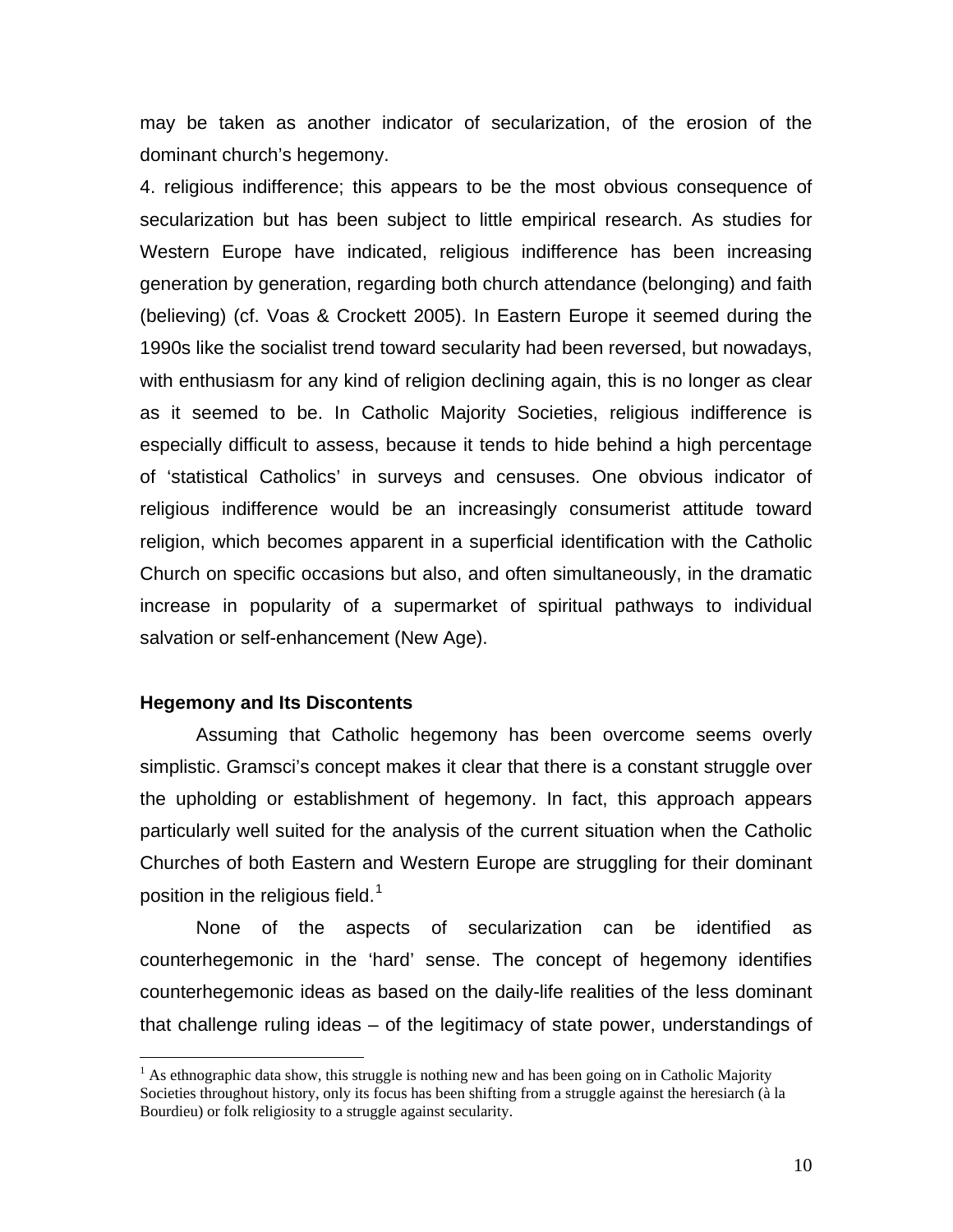may be taken as another indicator of secularization, of the erosion of the dominant church's hegemony.

4. religious indifference; this appears to be the most obvious consequence of secularization but has been subject to little empirical research. As studies for Western Europe have indicated, religious indifference has been increasing generation by generation, regarding both church attendance (belonging) and faith (believing) (cf. Voas & Crockett 2005). In Eastern Europe it seemed during the 1990s like the socialist trend toward secularity had been reversed, but nowadays, with enthusiasm for any kind of religion declining again, this is no longer as clear as it seemed to be. In Catholic Majority Societies, religious indifference is especially difficult to assess, because it tends to hide behind a high percentage of 'statistical Catholics' in surveys and censuses. One obvious indicator of religious indifference would be an increasingly consumerist attitude toward religion, which becomes apparent in a superficial identification with the Catholic Church on specific occasions but also, and often simultaneously, in the dramatic increase in popularity of a supermarket of spiritual pathways to individual salvation or self-enhancement (New Age).

### Hegemony and Its Discontents

Assuming that Catholic hegemony has been overcome seems overly simplistic. Gramsci's concept makes it clear that there is a constant struggle over the upholding or establishment of hegemony. In fact, this approach appears particularly well suited for the analysis of the current situation when the Catholic Churches of both Eastern and Western Europe are struggling for their dominant position in the religious field.[1]

None of the aspects of secularization can be identified as counterhegemonic in the 'hard' sense. The concept of hegemony identifies counterhegemonic ideas as based on the daily-life realities of the less dominant that challenge ruling ideas – of the legitimacy of state power, understandings of

[1] As ethnographic data show, this struggle is nothing new and has been going on in Catholic Majority Societies throughout history, only its focus has been shifting from a struggle against the heresiarch (à la Bourdieu) or folk religiosity to a struggle against secularity.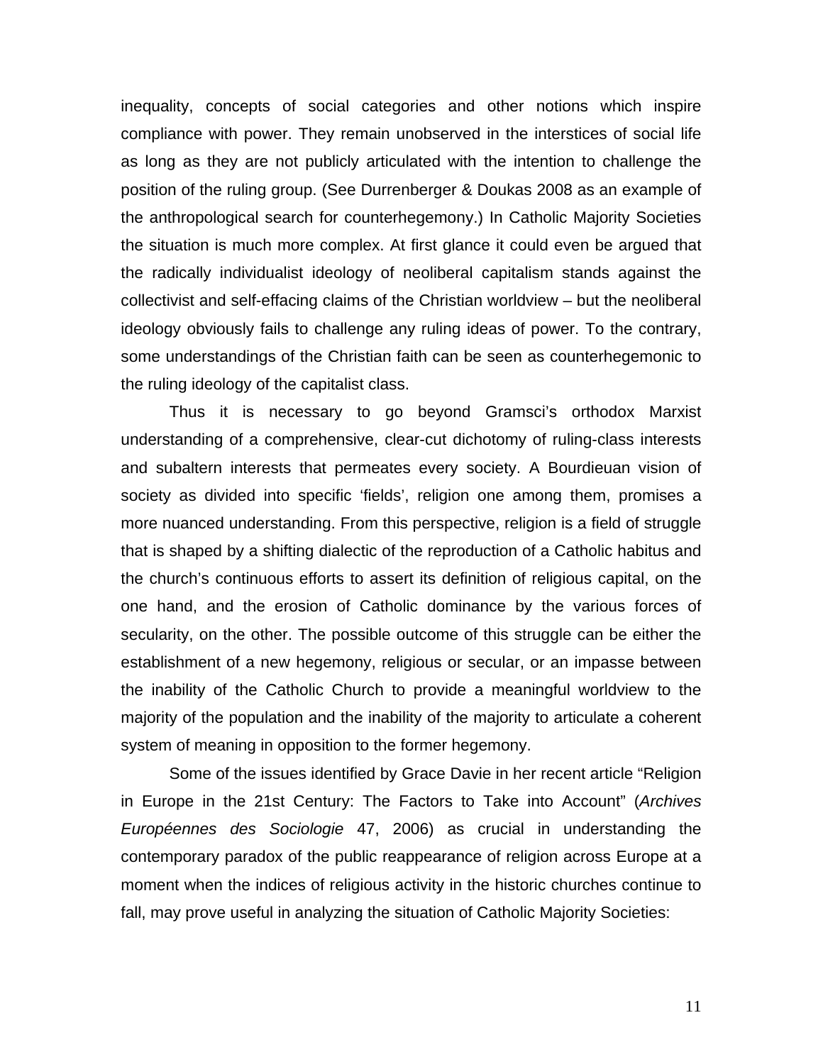inequality, concepts of social categories and other notions which inspire compliance with power. They remain unobserved in the interstices of social life as long as they are not publicly articulated with the intention to challenge the position of the ruling group. (See Durrenberger & Doukas 2008 as an example of the anthropological search for counterhegemony.) In Catholic Majority Societies the situation is much more complex. At first glance it could even be argued that the radically individualist ideology of neoliberal capitalism stands against the collectivist and self-effacing claims of the Christian worldview – but the neoliberal ideology obviously fails to challenge any ruling ideas of power. To the contrary, some understandings of the Christian faith can be seen as counterhegemonic to the ruling ideology of the capitalist class.

Thus it is necessary to go beyond Gramsci's orthodox Marxist understanding of a comprehensive, clear-cut dichotomy of ruling-class interests and subaltern interests that permeates every society. A Bourdieuan vision of society as divided into specific 'fields', religion one among them, promises a more nuanced understanding. From this perspective, religion is a field of struggle that is shaped by a shifting dialectic of the reproduction of a Catholic habitus and the church's continuous efforts to assert its definition of religious capital, on the one hand, and the erosion of Catholic dominance by the various forces of secularity, on the other. The possible outcome of this struggle can be either the establishment of a new hegemony, religious or secular, or an impasse between the inability of the Catholic Church to provide a meaningful worldview to the majority of the population and the inability of the majority to articulate a coherent system of meaning in opposition to the former hegemony.

Some of the issues identified by Grace Davie in her recent article "Religion in Europe in the 21st Century: The Factors to Take into Account" (*Archives Européennes des Sociologie* 47, 2006) as crucial in understanding the contemporary paradox of the public reappearance of religion across Europe at a moment when the indices of religious activity in the historic churches continue to fall, may prove useful in analyzing the situation of Catholic Majority Societies: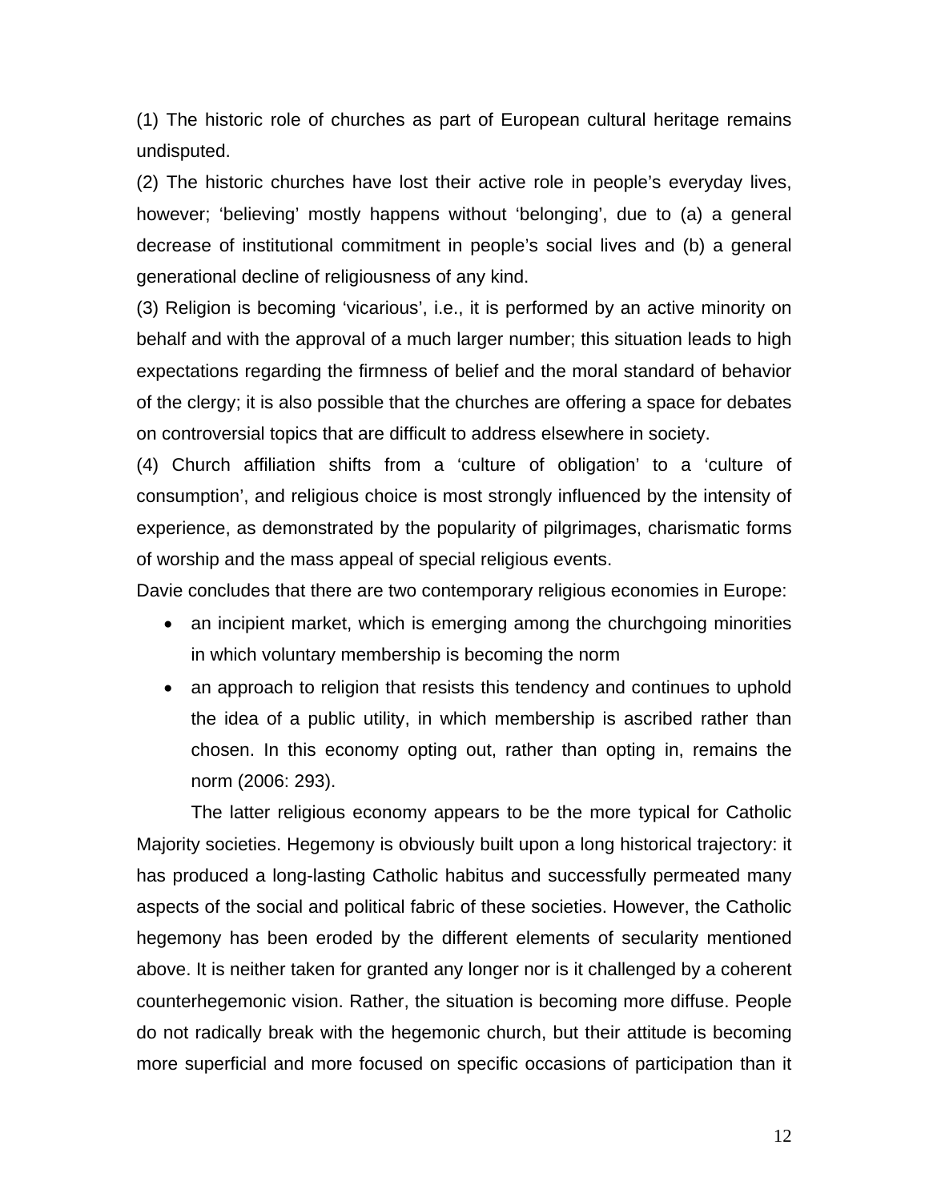(1) The historic role of churches as part of European cultural heritage remains undisputed.

(2) The historic churches have lost their active role in people's everyday lives, however; 'believing' mostly happens without 'belonging', due to (a) a general decrease of institutional commitment in people's social lives and (b) a general generational decline of religiousness of any kind.

(3) Religion is becoming 'vicarious', i.e., it is performed by an active minority on behalf and with the approval of a much larger number; this situation leads to high expectations regarding the firmness of belief and the moral standard of behavior of the clergy; it is also possible that the churches are offering a space for debates on controversial topics that are difficult to address elsewhere in society.

(4) Church affiliation shifts from a 'culture of obligation' to a 'culture of consumption', and religious choice is most strongly influenced by the intensity of experience, as demonstrated by the popularity of pilgrimages, charismatic forms of worship and the mass appeal of special religious events.

Davie concludes that there are two contemporary religious economies in Europe:

- an incipient market, which is emerging among the churchgoing minorities in which voluntary membership is becoming the norm
- an approach to religion that resists this tendency and continues to uphold the idea of a public utility, in which membership is ascribed rather than chosen. In this economy opting out, rather than opting in, remains the norm (2006: 293).

The latter religious economy appears to be the more typical for Catholic Majority societies. Hegemony is obviously built upon a long historical trajectory: it has produced a long-lasting Catholic habitus and successfully permeated many aspects of the social and political fabric of these societies. However, the Catholic hegemony has been eroded by the different elements of secularity mentioned above. It is neither taken for granted any longer nor is it challenged by a coherent counterhegemonic vision. Rather, the situation is becoming more diffuse. People do not radically break with the hegemonic church, but their attitude is becoming more superficial and more focused on specific occasions of participation than it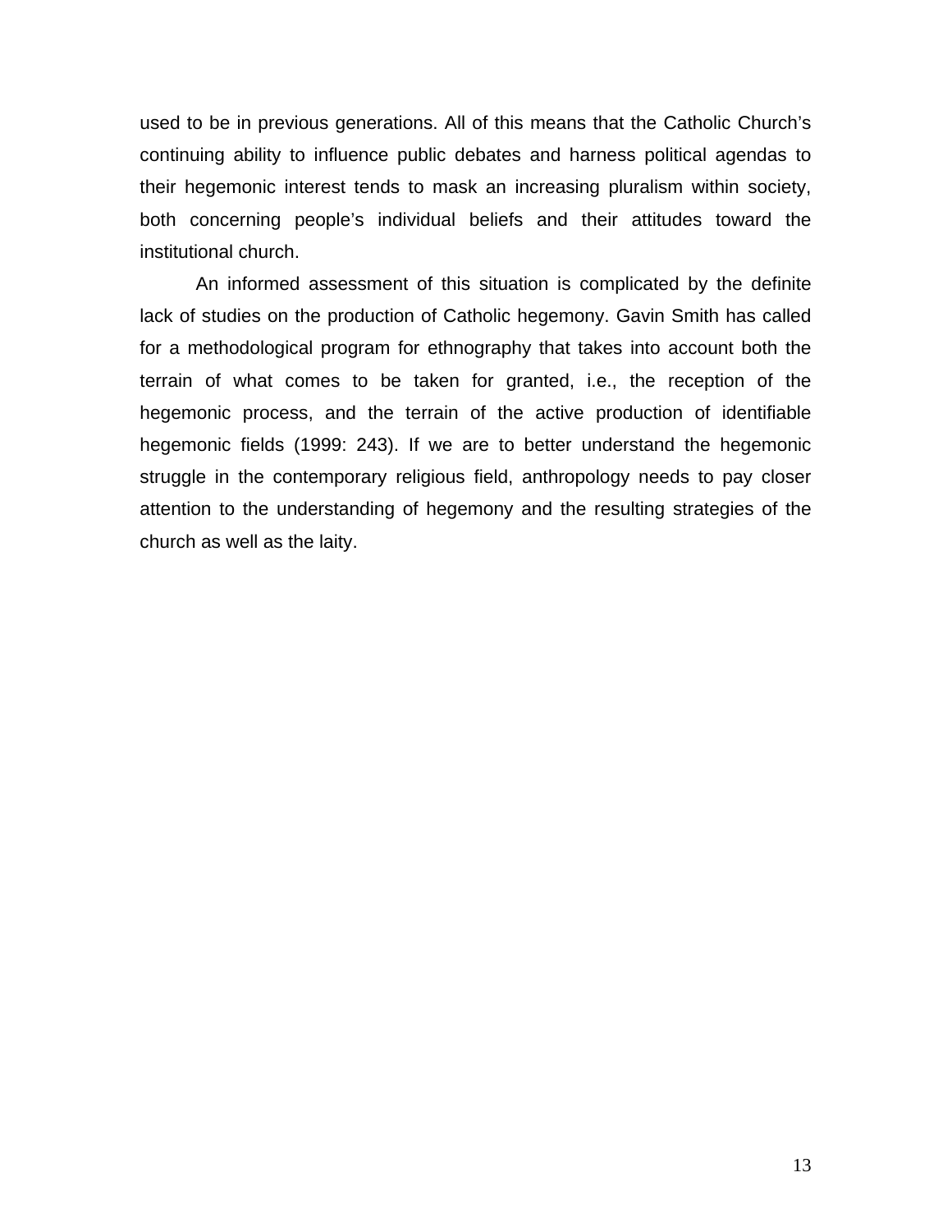used to be in previous generations. All of this means that the Catholic Church's continuing ability to influence public debates and harness political agendas to their hegemonic interest tends to mask an increasing pluralism within society, both concerning people's individual beliefs and their attitudes toward the institutional church.

An informed assessment of this situation is complicated by the definite lack of studies on the production of Catholic hegemony. Gavin Smith has called for a methodological program for ethnography that takes into account both the terrain of what comes to be taken for granted, i.e., the reception of the hegemonic process, and the terrain of the active production of identifiable hegemonic fields (1999: 243). If we are to better understand the hegemonic struggle in the contemporary religious field, anthropology needs to pay closer attention to the understanding of hegemony and the resulting strategies of the church as well as the laity.